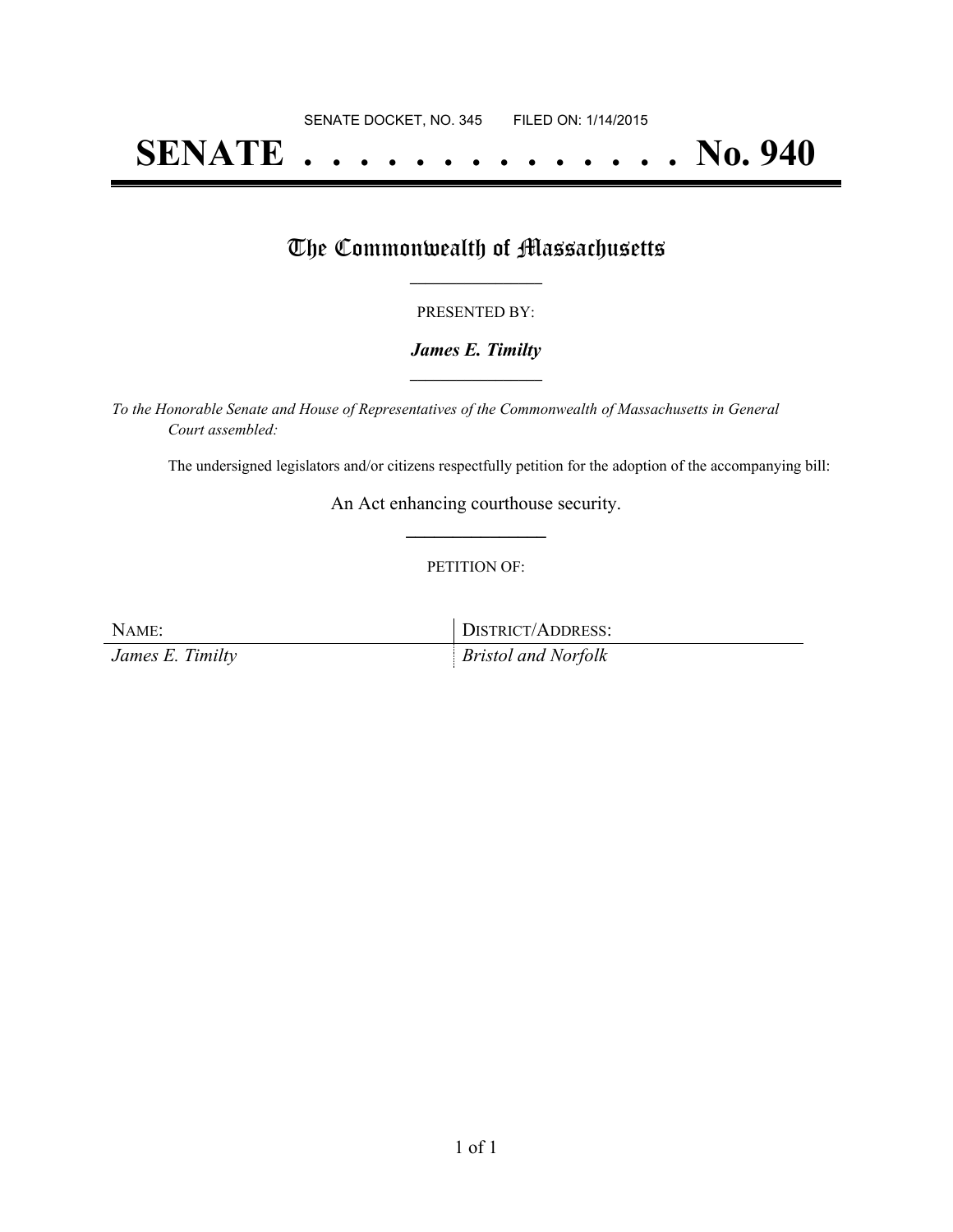SENATE DOCKET, NO. 345        FILED ON: 1/14/2015

# SENATE . . . . . . . . . . . . . . No. 940

## The Commonwealth of Massachusetts

PRESENTED BY:

***James E. Timilty***

*To the Honorable Senate and House of Representatives of the Commonwealth of Massachusetts in General Court assembled:*

The undersigned legislators and/or citizens respectfully petition for the adoption of the accompanying bill:

An Act enhancing courthouse security.

PETITION OF:

| NAME: | DISTRICT/ADDRESS: |
| --- | --- |
| *James E. Timilty* | *Bristol and Norfolk* |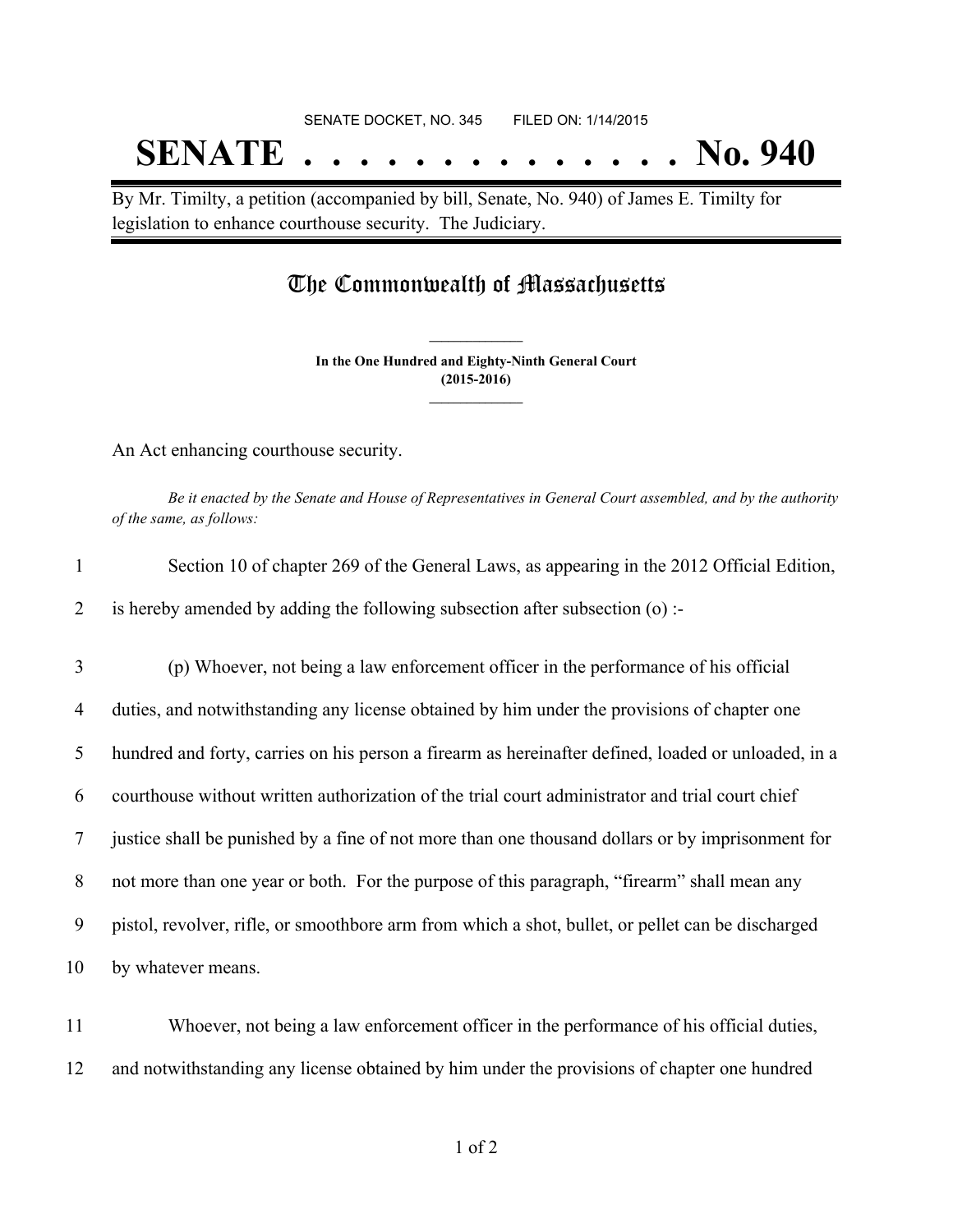SENATE DOCKET, NO. 345        FILED ON: 1/14/2015

# SENATE . . . . . . . . . . . . . . No. 940

By Mr. Timilty, a petition (accompanied by bill, Senate, No. 940) of James E. Timilty for legislation to enhance courthouse security. The Judiciary.

## The Commonwealth of Massachusetts

**In the One Hundred and Eighty-Ninth General Court (2015-2016)**

An Act enhancing courthouse security.

*Be it enacted by the Senate and House of Representatives in General Court assembled, and by the authority of the same, as follows:*

1 Section 10 of chapter 269 of the General Laws, as appearing in the 2012 Official Edition,
2 is hereby amended by adding the following subsection after subsection (o) :-

3 (p) Whoever, not being a law enforcement officer in the performance of his official
4 duties, and notwithstanding any license obtained by him under the provisions of chapter one
5 hundred and forty, carries on his person a firearm as hereinafter defined, loaded or unloaded, in a
6 courthouse without written authorization of the trial court administrator and trial court chief
7 justice shall be punished by a fine of not more than one thousand dollars or by imprisonment for
8 not more than one year or both. For the purpose of this paragraph, "firearm" shall mean any
9 pistol, revolver, rifle, or smoothbore arm from which a shot, bullet, or pellet can be discharged
10 by whatever means.

11 Whoever, not being a law enforcement officer in the performance of his official duties,
12 and notwithstanding any license obtained by him under the provisions of chapter one hundred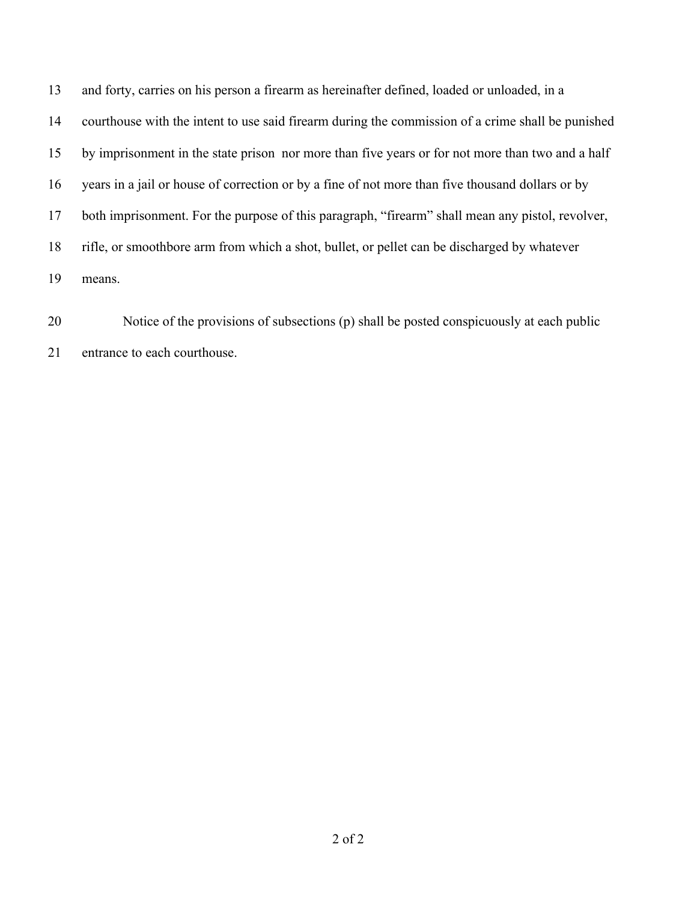and forty, carries on his person a firearm as hereinafter defined, loaded or unloaded, in a courthouse with the intent to use said firearm during the commission of a crime shall be punished by imprisonment in the state prison nor more than five years or for not more than two and a half years in a jail or house of correction or by a fine of not more than five thousand dollars or by both imprisonment. For the purpose of this paragraph, "firearm" shall mean any pistol, revolver, rifle, or smoothbore arm from which a shot, bullet, or pellet can be discharged by whatever means.

Notice of the provisions of subsections (p) shall be posted conspicuously at each public entrance to each courthouse.